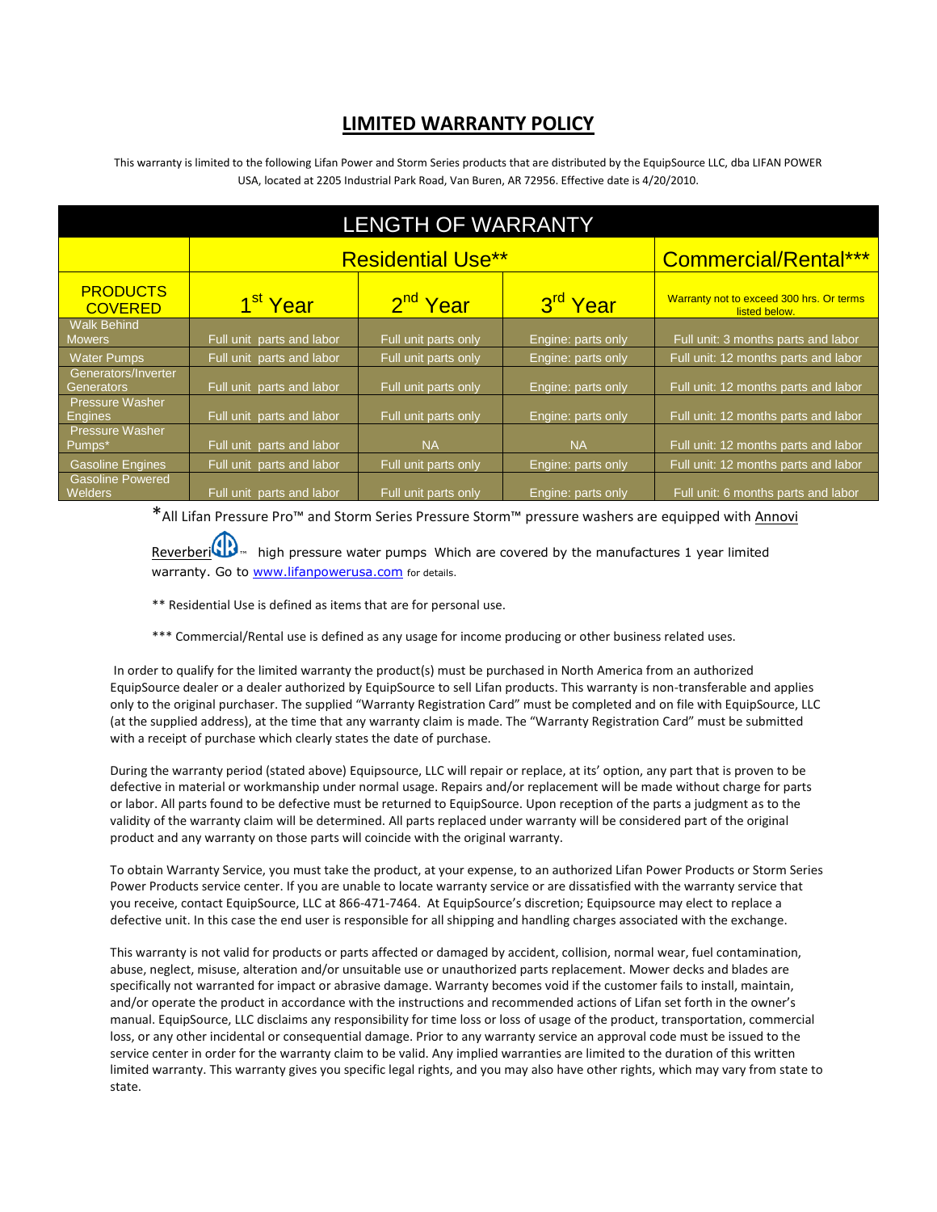# LIMITED WARRANTY POLICY

This warranty is limited to the following Lifan Power and Storm Series products that are distributed by the EquipSource LLC, dba LIFAN POWER USA, located at 2205 Industrial Park Road, Van Buren, AR 72956. Effective date is 4/20/2010.

| LENGTH OF WARRANTY | | | | |
|---|---|---|---|---|
| | Residential Use** | | | Commercial/Rental*** |
| PRODUCTS COVERED | 1st Year | 2nd Year | 3rd Year | Warranty not to exceed 300 hrs. Or terms listed below. |
| Walk Behind Mowers | Full unit parts and labor | Full unit parts only | Engine: parts only | Full unit: 3 months parts and labor |
| Water Pumps | Full unit parts and labor | Full unit parts only | Engine: parts only | Full unit: 12 months parts and labor |
| Generators/Inverter Generators | Full unit parts and labor | Full unit parts only | Engine: parts only | Full unit: 12 months parts and labor |
| Pressure Washer Engines | Full unit parts and labor | Full unit parts only | Engine: parts only | Full unit: 12 months parts and labor |
| Pressure Washer Pumps* | Full unit parts and labor | NA | NA | Full unit: 12 months parts and labor |
| Gasoline Engines | Full unit parts and labor | Full unit parts only | Engine: parts only | Full unit: 12 months parts and labor |
| Gasoline Powered Welders | Full unit parts and labor | Full unit parts only | Engine: parts only | Full unit: 6 months parts and labor |

*All Lifan Pressure Pro™ and Storm Series Pressure Storm™ pressure washers are equipped with Annovi Reverberi™ high pressure water pumps Which are covered by the manufactures 1 year limited warranty. Go to www.lifanpowerusa.com for details.

** Residential Use is defined as items that are for personal use.

*** Commercial/Rental use is defined as any usage for income producing or other business related uses.

In order to qualify for the limited warranty the product(s) must be purchased in North America from an authorized EquipSource dealer or a dealer authorized by EquipSource to sell Lifan products. This warranty is non-transferable and applies only to the original purchaser. The supplied "Warranty Registration Card" must be completed and on file with EquipSource, LLC (at the supplied address), at the time that any warranty claim is made. The "Warranty Registration Card" must be submitted with a receipt of purchase which clearly states the date of purchase.

During the warranty period (stated above) Equipsource, LLC will repair or replace, at its' option, any part that is proven to be defective in material or workmanship under normal usage. Repairs and/or replacement will be made without charge for parts or labor. All parts found to be defective must be returned to EquipSource. Upon reception of the parts a judgment as to the validity of the warranty claim will be determined. All parts replaced under warranty will be considered part of the original product and any warranty on those parts will coincide with the original warranty.

To obtain Warranty Service, you must take the product, at your expense, to an authorized Lifan Power Products or Storm Series Power Products service center. If you are unable to locate warranty service or are dissatisfied with the warranty service that you receive, contact EquipSource, LLC at 866-471-7464. At EquipSource's discretion; Equipsource may elect to replace a defective unit. In this case the end user is responsible for all shipping and handling charges associated with the exchange.

This warranty is not valid for products or parts affected or damaged by accident, collision, normal wear, fuel contamination, abuse, neglect, misuse, alteration and/or unsuitable use or unauthorized parts replacement. Mower decks and blades are specifically not warranted for impact or abrasive damage. Warranty becomes void if the customer fails to install, maintain, and/or operate the product in accordance with the instructions and recommended actions of Lifan set forth in the owner's manual. EquipSource, LLC disclaims any responsibility for time loss or loss of usage of the product, transportation, commercial loss, or any other incidental or consequential damage. Prior to any warranty service an approval code must be issued to the service center in order for the warranty claim to be valid. Any implied warranties are limited to the duration of this written limited warranty. This warranty gives you specific legal rights, and you may also have other rights, which may vary from state to state.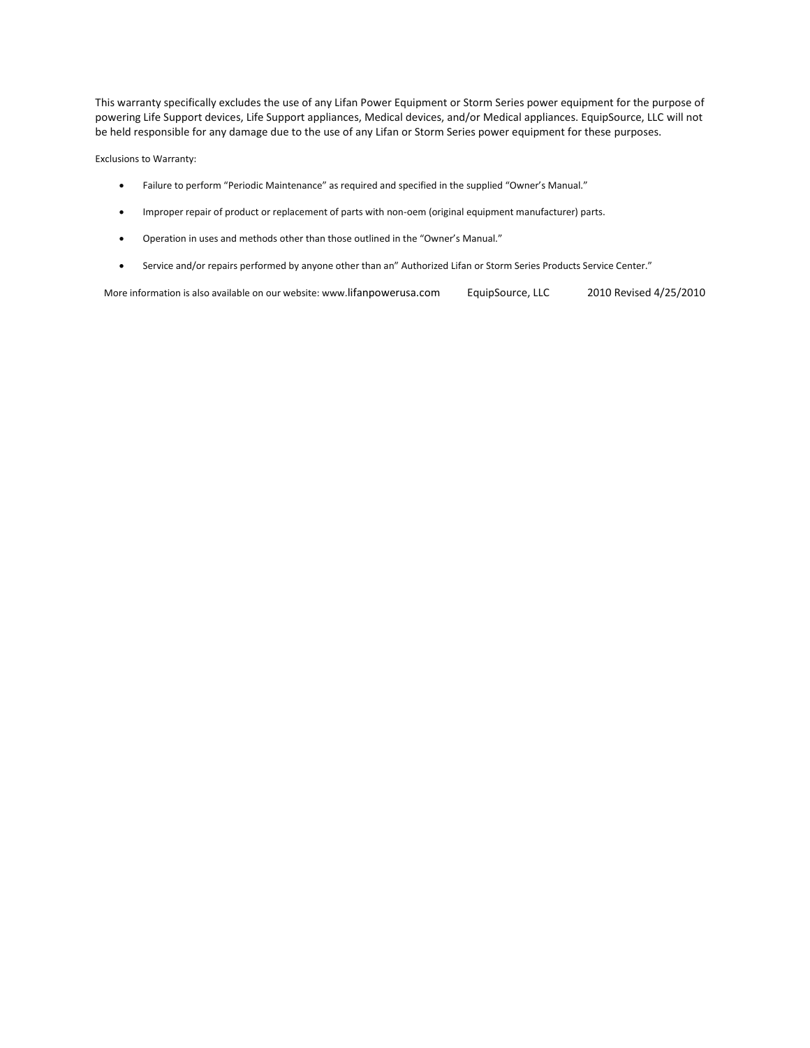This warranty specifically excludes the use of any Lifan Power Equipment or Storm Series power equipment for the purpose of powering Life Support devices, Life Support appliances, Medical devices, and/or Medical appliances. EquipSource, LLC will not be held responsible for any damage due to the use of any Lifan or Storm Series power equipment for these purposes.

Exclusions to Warranty:

- Failure to perform "Periodic Maintenance" as required and specified in the supplied "Owner's Manual."
- Improper repair of product or replacement of parts with non-oem (original equipment manufacturer) parts.
- Operation in uses and methods other than those outlined in the "Owner's Manual."
- Service and/or repairs performed by anyone other than an" Authorized Lifan or Storm Series Products Service Center."

More information is also available on our website: www.lifanpowerusa.com EquipSource, LLC 2010 Revised 4/25/2010